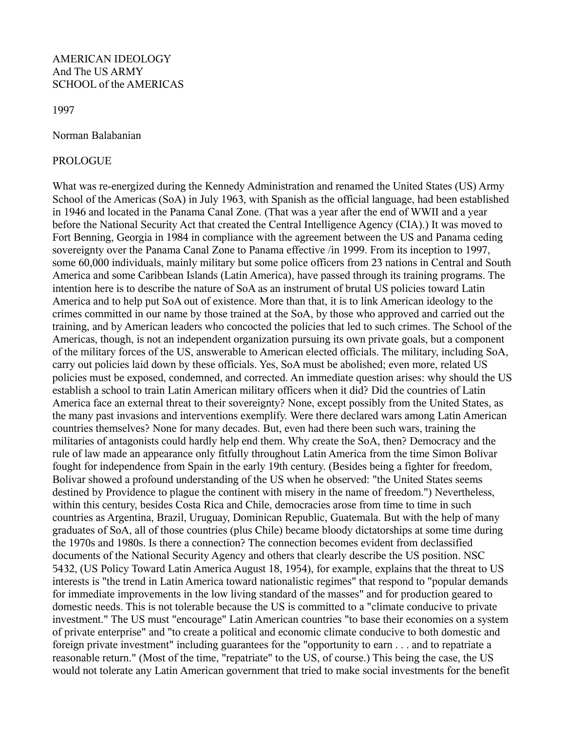AMERICAN IDEOLOGY
And The US ARMY
SCHOOL of the AMERICAS

1997

Norman Balabanian

PROLOGUE

What was re-energized during the Kennedy Administration and renamed the United States (US) Army School of the Americas (SoA) in July 1963, with Spanish as the official language, had been established in 1946 and located in the Panama Canal Zone. (That was a year after the end of WWII and a year before the National Security Act that created the Central Intelligence Agency (CIA).) It was moved to Fort Benning, Georgia in 1984 in compliance with the agreement between the US and Panama ceding sovereignty over the Panama Canal Zone to Panama effective /in 1999. From its inception to 1997, some 60,000 individuals, mainly military but some police officers from 23 nations in Central and South America and some Caribbean Islands (Latin America), have passed through its training programs. The intention here is to describe the nature of SoA as an instrument of brutal US policies toward Latin America and to help put SoA out of existence. More than that, it is to link American ideology to the crimes committed in our name by those trained at the SoA, by those who approved and carried out the training, and by American leaders who concocted the policies that led to such crimes. The School of the Americas, though, is not an independent organization pursuing its own private goals, but a component of the military forces of the US, answerable to American elected officials. The military, including SoA, carry out policies laid down by these officials. Yes, SoA must be abolished; even more, related US policies must be exposed, condemned, and corrected. An immediate question arises: why should the US establish a school to train Latin American military officers when it did? Did the countries of Latin America face an external threat to their sovereignty? None, except possibly from the United States, as the many past invasions and interventions exemplify. Were there declared wars among Latin American countries themselves? None for many decades. But, even had there been such wars, training the militaries of antagonists could hardly help end them. Why create the SoA, then? Democracy and the rule of law made an appearance only fitfully throughout Latin America from the time Simon Bolívar fought for independence from Spain in the early 19th century. (Besides being a fighter for freedom, Bolívar showed a profound understanding of the US when he observed: "the United States seems destined by Providence to plague the continent with misery in the name of freedom.") Nevertheless, within this century, besides Costa Rica and Chile, democracies arose from time to time in such countries as Argentina, Brazil, Uruguay, Dominican Republic, Guatemala. But with the help of many graduates of SoA, all of those countries (plus Chile) became bloody dictatorships at some time during the 1970s and 1980s. Is there a connection? The connection becomes evident from declassified documents of the National Security Agency and others that clearly describe the US position. NSC 5432, (US Policy Toward Latin America August 18, 1954), for example, explains that the threat to US interests is "the trend in Latin America toward nationalistic regimes" that respond to "popular demands for immediate improvements in the low living standard of the masses" and for production geared to domestic needs. This is not tolerable because the US is committed to a "climate conducive to private investment." The US must "encourage" Latin American countries "to base their economies on a system of private enterprise" and "to create a political and economic climate conducive to both domestic and foreign private investment" including guarantees for the "opportunity to earn . . . and to repatriate a reasonable return." (Most of the time, "repatriate" to the US, of course.) This being the case, the US would not tolerate any Latin American government that tried to make social investments for the benefit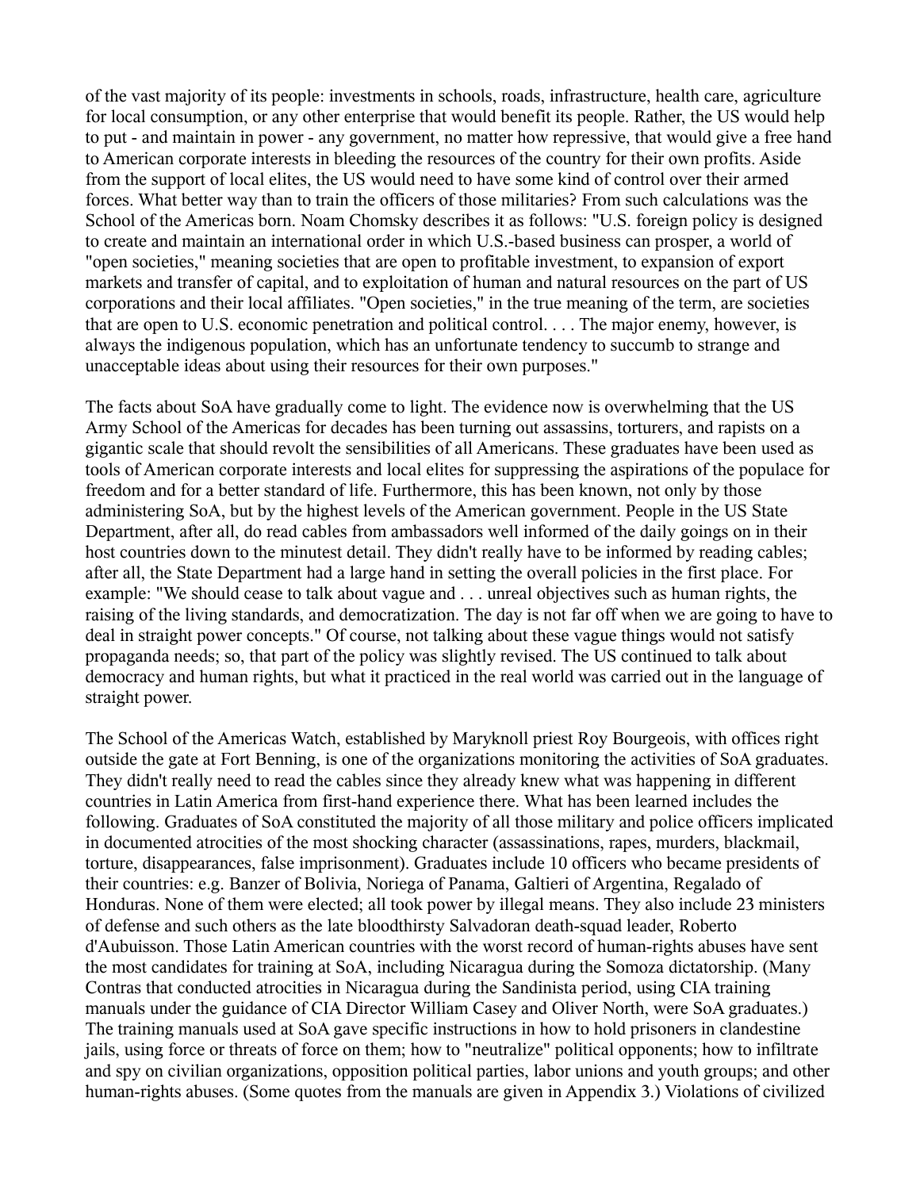of the vast majority of its people: investments in schools, roads, infrastructure, health care, agriculture for local consumption, or any other enterprise that would benefit its people. Rather, the US would help to put - and maintain in power - any government, no matter how repressive, that would give a free hand to American corporate interests in bleeding the resources of the country for their own profits. Aside from the support of local elites, the US would need to have some kind of control over their armed forces. What better way than to train the officers of those militaries? From such calculations was the School of the Americas born. Noam Chomsky describes it as follows: "U.S. foreign policy is designed to create and maintain an international order in which U.S.-based business can prosper, a world of "open societies," meaning societies that are open to profitable investment, to expansion of export markets and transfer of capital, and to exploitation of human and natural resources on the part of US corporations and their local affiliates. "Open societies," in the true meaning of the term, are societies that are open to U.S. economic penetration and political control. . . . The major enemy, however, is always the indigenous population, which has an unfortunate tendency to succumb to strange and unacceptable ideas about using their resources for their own purposes."

The facts about SoA have gradually come to light. The evidence now is overwhelming that the US Army School of the Americas for decades has been turning out assassins, torturers, and rapists on a gigantic scale that should revolt the sensibilities of all Americans. These graduates have been used as tools of American corporate interests and local elites for suppressing the aspirations of the populace for freedom and for a better standard of life. Furthermore, this has been known, not only by those administering SoA, but by the highest levels of the American government. People in the US State Department, after all, do read cables from ambassadors well informed of the daily goings on in their host countries down to the minutest detail. They didn't really have to be informed by reading cables; after all, the State Department had a large hand in setting the overall policies in the first place. For example: "We should cease to talk about vague and . . . unreal objectives such as human rights, the raising of the living standards, and democratization. The day is not far off when we are going to have to deal in straight power concepts." Of course, not talking about these vague things would not satisfy propaganda needs; so, that part of the policy was slightly revised. The US continued to talk about democracy and human rights, but what it practiced in the real world was carried out in the language of straight power.

The School of the Americas Watch, established by Maryknoll priest Roy Bourgeois, with offices right outside the gate at Fort Benning, is one of the organizations monitoring the activities of SoA graduates. They didn't really need to read the cables since they already knew what was happening in different countries in Latin America from first-hand experience there. What has been learned includes the following. Graduates of SoA constituted the majority of all those military and police officers implicated in documented atrocities of the most shocking character (assassinations, rapes, murders, blackmail, torture, disappearances, false imprisonment). Graduates include 10 officers who became presidents of their countries: e.g. Banzer of Bolivia, Noriega of Panama, Galtieri of Argentina, Regalado of Honduras. None of them were elected; all took power by illegal means. They also include 23 ministers of defense and such others as the late bloodthirsty Salvadoran death-squad leader, Roberto d'Aubuisson. Those Latin American countries with the worst record of human-rights abuses have sent the most candidates for training at SoA, including Nicaragua during the Somoza dictatorship. (Many Contras that conducted atrocities in Nicaragua during the Sandinista period, using CIA training manuals under the guidance of CIA Director William Casey and Oliver North, were SoA graduates.) The training manuals used at SoA gave specific instructions in how to hold prisoners in clandestine jails, using force or threats of force on them; how to "neutralize" political opponents; how to infiltrate and spy on civilian organizations, opposition political parties, labor unions and youth groups; and other human-rights abuses. (Some quotes from the manuals are given in Appendix 3.) Violations of civilized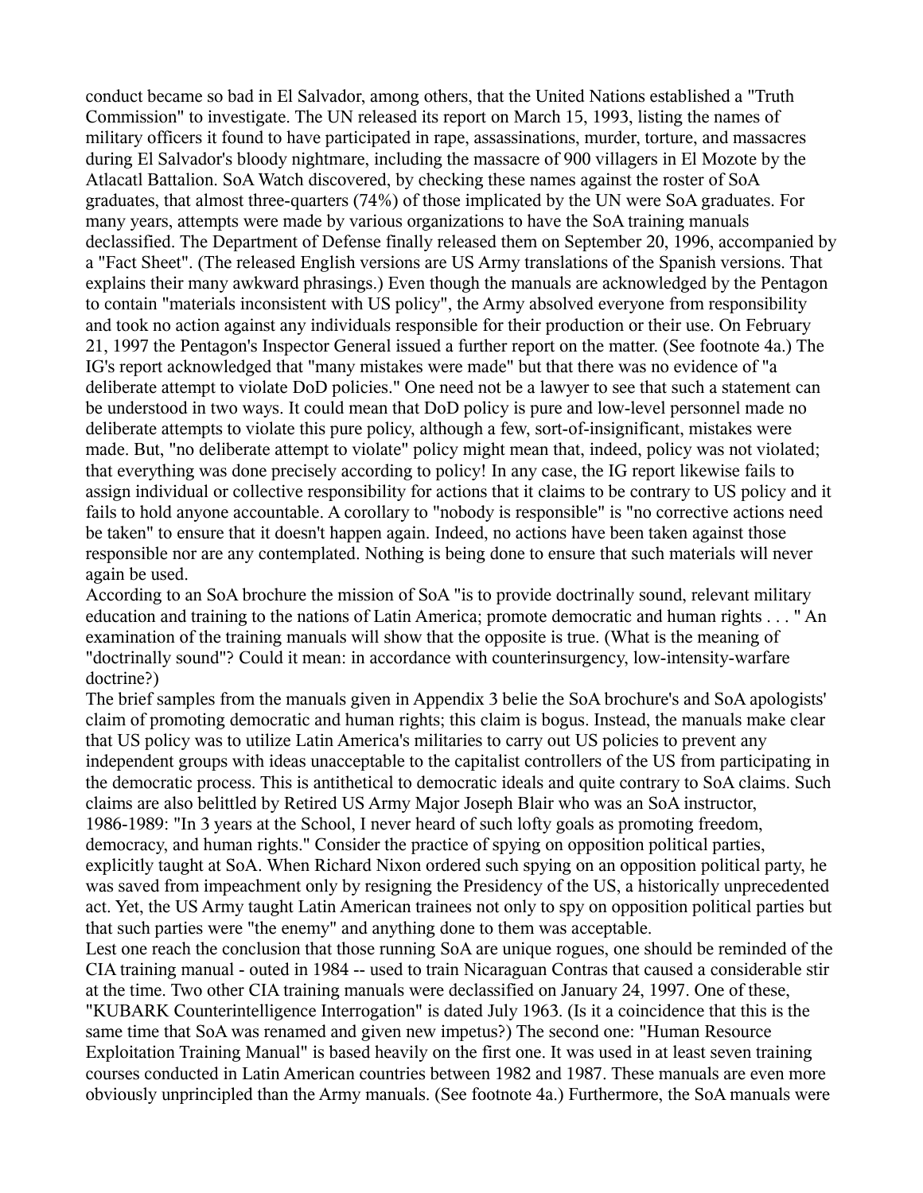conduct became so bad in El Salvador, among others, that the United Nations established a "Truth Commission" to investigate. The UN released its report on March 15, 1993, listing the names of military officers it found to have participated in rape, assassinations, murder, torture, and massacres during El Salvador's bloody nightmare, including the massacre of 900 villagers in El Mozote by the Atlacatl Battalion. SoA Watch discovered, by checking these names against the roster of SoA graduates, that almost three-quarters (74%) of those implicated by the UN were SoA graduates. For many years, attempts were made by various organizations to have the SoA training manuals declassified. The Department of Defense finally released them on September 20, 1996, accompanied by a "Fact Sheet". (The released English versions are US Army translations of the Spanish versions. That explains their many awkward phrasings.) Even though the manuals are acknowledged by the Pentagon to contain "materials inconsistent with US policy", the Army absolved everyone from responsibility and took no action against any individuals responsible for their production or their use. On February 21, 1997 the Pentagon's Inspector General issued a further report on the matter. (See footnote 4a.) The IG's report acknowledged that "many mistakes were made" but that there was no evidence of "a deliberate attempt to violate DoD policies." One need not be a lawyer to see that such a statement can be understood in two ways. It could mean that DoD policy is pure and low-level personnel made no deliberate attempts to violate this pure policy, although a few, sort-of-insignificant, mistakes were made. But, "no deliberate attempt to violate" policy might mean that, indeed, policy was not violated; that everything was done precisely according to policy! In any case, the IG report likewise fails to assign individual or collective responsibility for actions that it claims to be contrary to US policy and it fails to hold anyone accountable. A corollary to "nobody is responsible" is "no corrective actions need be taken" to ensure that it doesn't happen again. Indeed, no actions have been taken against those responsible nor are any contemplated. Nothing is being done to ensure that such materials will never again be used.

According to an SoA brochure the mission of SoA "is to provide doctrinally sound, relevant military education and training to the nations of Latin America; promote democratic and human rights . . . " An examination of the training manuals will show that the opposite is true. (What is the meaning of "doctrinally sound"? Could it mean: in accordance with counterinsurgency, low-intensity-warfare doctrine?)

The brief samples from the manuals given in Appendix 3 belie the SoA brochure's and SoA apologists' claim of promoting democratic and human rights; this claim is bogus. Instead, the manuals make clear that US policy was to utilize Latin America's militaries to carry out US policies to prevent any independent groups with ideas unacceptable to the capitalist controllers of the US from participating in the democratic process. This is antithetical to democratic ideals and quite contrary to SoA claims. Such claims are also belittled by Retired US Army Major Joseph Blair who was an SoA instructor, 1986-1989: "In 3 years at the School, I never heard of such lofty goals as promoting freedom, democracy, and human rights." Consider the practice of spying on opposition political parties, explicitly taught at SoA. When Richard Nixon ordered such spying on an opposition political party, he was saved from impeachment only by resigning the Presidency of the US, a historically unprecedented act. Yet, the US Army taught Latin American trainees not only to spy on opposition political parties but that such parties were "the enemy" and anything done to them was acceptable.

Lest one reach the conclusion that those running SoA are unique rogues, one should be reminded of the CIA training manual - outed in 1984 -- used to train Nicaraguan Contras that caused a considerable stir at the time. Two other CIA training manuals were declassified on January 24, 1997. One of these, "KUBARK Counterintelligence Interrogation" is dated July 1963. (Is it a coincidence that this is the same time that SoA was renamed and given new impetus?) The second one: "Human Resource Exploitation Training Manual" is based heavily on the first one. It was used in at least seven training courses conducted in Latin American countries between 1982 and 1987. These manuals are even more obviously unprincipled than the Army manuals. (See footnote 4a.) Furthermore, the SoA manuals were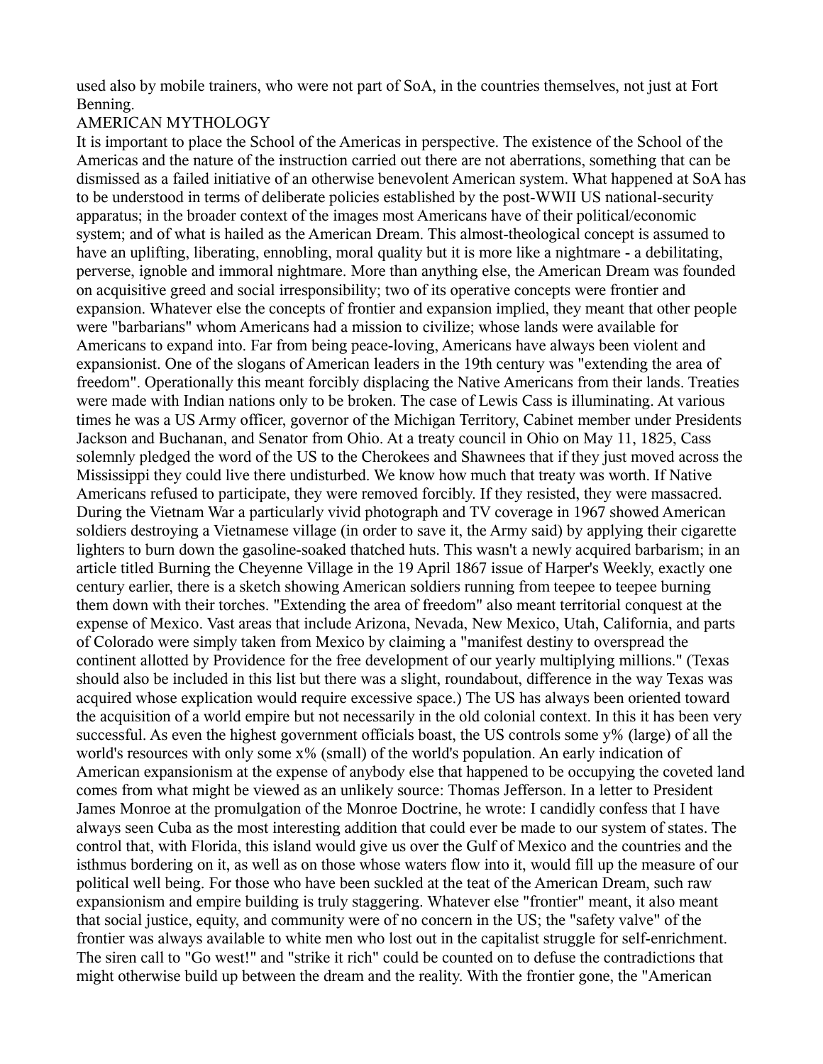used also by mobile trainers, who were not part of SoA, in the countries themselves, not just at Fort Benning.

## AMERICAN MYTHOLOGY

It is important to place the School of the Americas in perspective. The existence of the School of the Americas and the nature of the instruction carried out there are not aberrations, something that can be dismissed as a failed initiative of an otherwise benevolent American system. What happened at SoA has to be understood in terms of deliberate policies established by the post-WWII US national-security apparatus; in the broader context of the images most Americans have of their political/economic system; and of what is hailed as the American Dream. This almost-theological concept is assumed to have an uplifting, liberating, ennobling, moral quality but it is more like a nightmare - a debilitating, perverse, ignoble and immoral nightmare. More than anything else, the American Dream was founded on acquisitive greed and social irresponsibility; two of its operative concepts were frontier and expansion. Whatever else the concepts of frontier and expansion implied, they meant that other people were "barbarians" whom Americans had a mission to civilize; whose lands were available for Americans to expand into. Far from being peace-loving, Americans have always been violent and expansionist. One of the slogans of American leaders in the 19th century was "extending the area of freedom". Operationally this meant forcibly displacing the Native Americans from their lands. Treaties were made with Indian nations only to be broken. The case of Lewis Cass is illuminating. At various times he was a US Army officer, governor of the Michigan Territory, Cabinet member under Presidents Jackson and Buchanan, and Senator from Ohio. At a treaty council in Ohio on May 11, 1825, Cass solemnly pledged the word of the US to the Cherokees and Shawnees that if they just moved across the Mississippi they could live there undisturbed. We know how much that treaty was worth. If Native Americans refused to participate, they were removed forcibly. If they resisted, they were massacred. During the Vietnam War a particularly vivid photograph and TV coverage in 1967 showed American soldiers destroying a Vietnamese village (in order to save it, the Army said) by applying their cigarette lighters to burn down the gasoline-soaked thatched huts. This wasn't a newly acquired barbarism; in an article titled Burning the Cheyenne Village in the 19 April 1867 issue of Harper's Weekly, exactly one century earlier, there is a sketch showing American soldiers running from teepee to teepee burning them down with their torches. "Extending the area of freedom" also meant territorial conquest at the expense of Mexico. Vast areas that include Arizona, Nevada, New Mexico, Utah, California, and parts of Colorado were simply taken from Mexico by claiming a "manifest destiny to overspread the continent allotted by Providence for the free development of our yearly multiplying millions." (Texas should also be included in this list but there was a slight, roundabout, difference in the way Texas was acquired whose explication would require excessive space.) The US has always been oriented toward the acquisition of a world empire but not necessarily in the old colonial context. In this it has been very successful. As even the highest government officials boast, the US controls some y% (large) of all the world's resources with only some x% (small) of the world's population. An early indication of American expansionism at the expense of anybody else that happened to be occupying the coveted land comes from what might be viewed as an unlikely source: Thomas Jefferson. In a letter to President James Monroe at the promulgation of the Monroe Doctrine, he wrote: I candidly confess that I have always seen Cuba as the most interesting addition that could ever be made to our system of states. The control that, with Florida, this island would give us over the Gulf of Mexico and the countries and the isthmus bordering on it, as well as on those whose waters flow into it, would fill up the measure of our political well being. For those who have been suckled at the teat of the American Dream, such raw expansionism and empire building is truly staggering. Whatever else "frontier" meant, it also meant that social justice, equity, and community were of no concern in the US; the "safety valve" of the frontier was always available to white men who lost out in the capitalist struggle for self-enrichment. The siren call to "Go west!" and "strike it rich" could be counted on to defuse the contradictions that might otherwise build up between the dream and the reality. With the frontier gone, the "American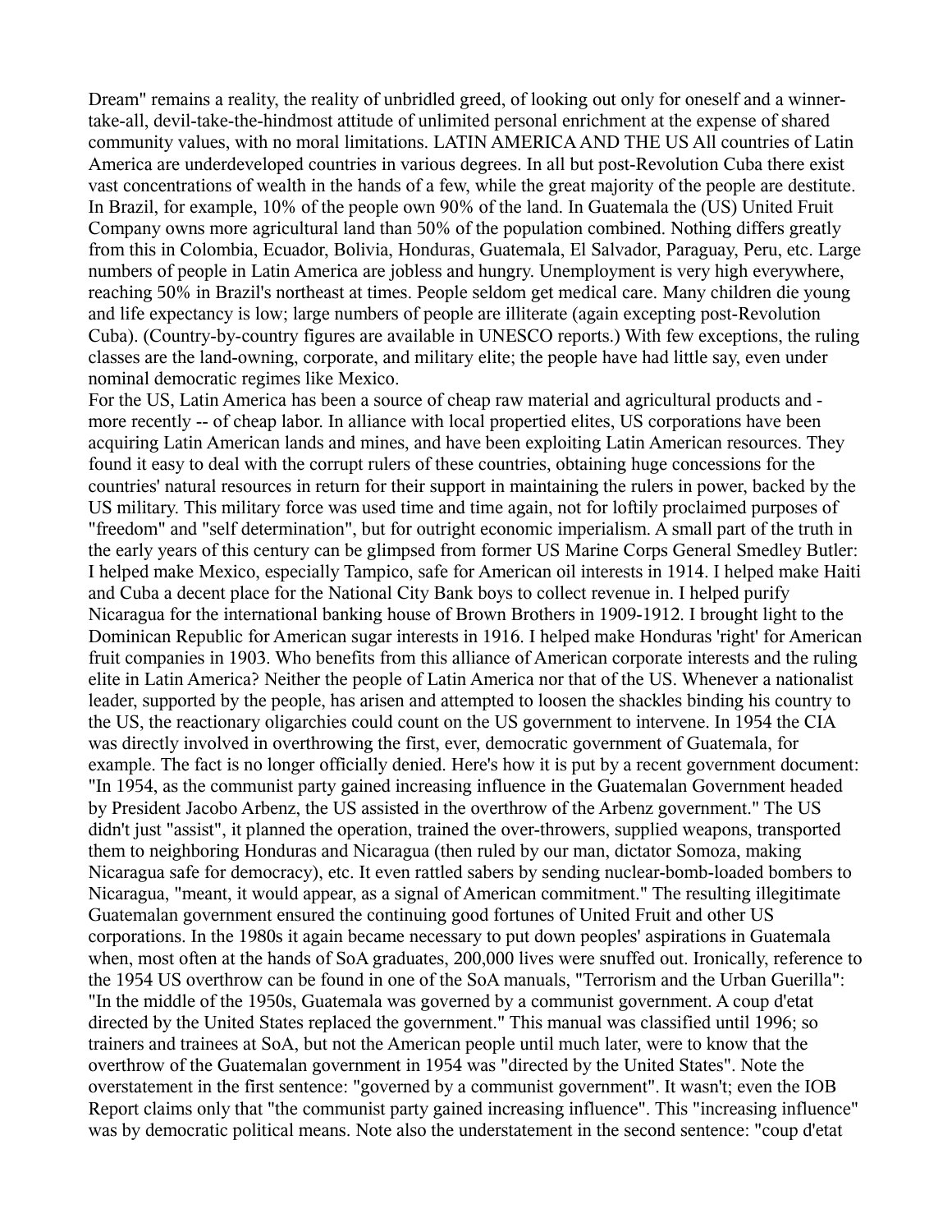Dream" remains a reality, the reality of unbridled greed, of looking out only for oneself and a winner-take-all, devil-take-the-hindmost attitude of unlimited personal enrichment at the expense of shared community values, with no moral limitations.

## LATIN AMERICA AND THE US

All countries of Latin America are underdeveloped countries in various degrees. In all but post-Revolution Cuba there exist vast concentrations of wealth in the hands of a few, while the great majority of the people are destitute. In Brazil, for example, 10% of the people own 90% of the land. In Guatemala the (US) United Fruit Company owns more agricultural land than 50% of the population combined. Nothing differs greatly from this in Colombia, Ecuador, Bolivia, Honduras, Guatemala, El Salvador, Paraguay, Peru, etc. Large numbers of people in Latin America are jobless and hungry. Unemployment is very high everywhere, reaching 50% in Brazil's northeast at times. People seldom get medical care. Many children die young and life expectancy is low; large numbers of people are illiterate (again excepting post-Revolution Cuba). (Country-by-country figures are available in UNESCO reports.) With few exceptions, the ruling classes are the land-owning, corporate, and military elite; the people have had little say, even under nominal democratic regimes like Mexico.

For the US, Latin America has been a source of cheap raw material and agricultural products and - more recently -- of cheap labor. In alliance with local propertied elites, US corporations have been acquiring Latin American lands and mines, and have been exploiting Latin American resources. They found it easy to deal with the corrupt rulers of these countries, obtaining huge concessions for the countries' natural resources in return for their support in maintaining the rulers in power, backed by the US military. This military force was used time and time again, not for loftily proclaimed purposes of "freedom" and "self determination", but for outright economic imperialism. A small part of the truth in the early years of this century can be glimpsed from former US Marine Corps General Smedley Butler: I helped make Mexico, especially Tampico, safe for American oil interests in 1914. I helped make Haiti and Cuba a decent place for the National City Bank boys to collect revenue in. I helped purify Nicaragua for the international banking house of Brown Brothers in 1909-1912. I brought light to the Dominican Republic for American sugar interests in 1916. I helped make Honduras 'right' for American fruit companies in 1903. Who benefits from this alliance of American corporate interests and the ruling elite in Latin America? Neither the people of Latin America nor that of the US. Whenever a nationalist leader, supported by the people, has arisen and attempted to loosen the shackles binding his country to the US, the reactionary oligarchies could count on the US government to intervene. In 1954 the CIA was directly involved in overthrowing the first, ever, democratic government of Guatemala, for example. The fact is no longer officially denied. Here's how it is put by a recent government document: "In 1954, as the communist party gained increasing influence in the Guatemalan Government headed by President Jacobo Arbenz, the US assisted in the overthrow of the Arbenz government." The US didn't just "assist", it planned the operation, trained the over-throwers, supplied weapons, transported them to neighboring Honduras and Nicaragua (then ruled by our man, dictator Somoza, making Nicaragua safe for democracy), etc. It even rattled sabers by sending nuclear-bomb-loaded bombers to Nicaragua, "meant, it would appear, as a signal of American commitment." The resulting illegitimate Guatemalan government ensured the continuing good fortunes of United Fruit and other US corporations. In the 1980s it again became necessary to put down peoples' aspirations in Guatemala when, most often at the hands of SoA graduates, 200,000 lives were snuffed out. Ironically, reference to the 1954 US overthrow can be found in one of the SoA manuals, "Terrorism and the Urban Guerilla": "In the middle of the 1950s, Guatemala was governed by a communist government. A coup d'etat directed by the United States replaced the government." This manual was classified until 1996; so trainers and trainees at SoA, but not the American people until much later, were to know that the overthrow of the Guatemalan government in 1954 was "directed by the United States". Note the overstatement in the first sentence: "governed by a communist government". It wasn't; even the IOB Report claims only that "the communist party gained increasing influence". This "increasing influence" was by democratic political means. Note also the understatement in the second sentence: "coup d'etat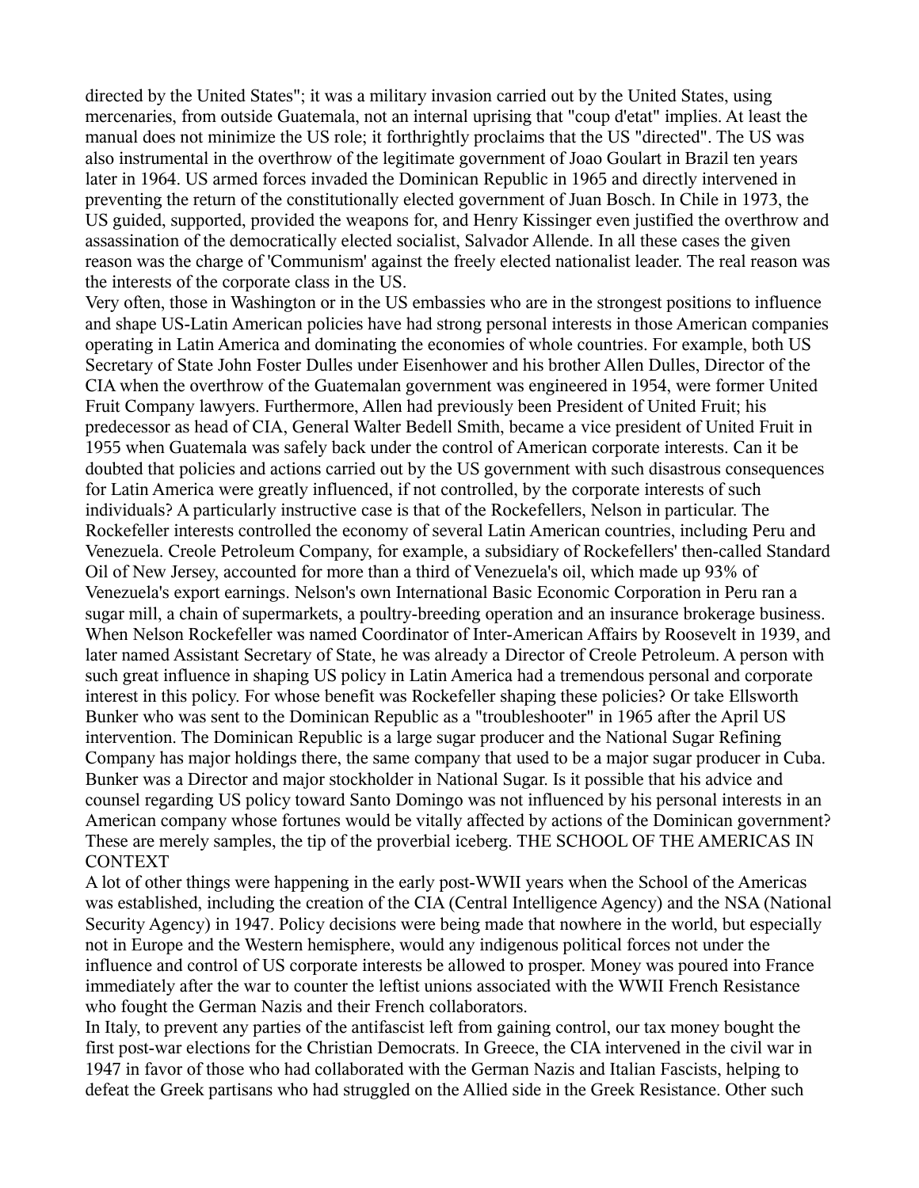directed by the United States"; it was a military invasion carried out by the United States, using mercenaries, from outside Guatemala, not an internal uprising that "coup d'etat" implies. At least the manual does not minimize the US role; it forthrightly proclaims that the US "directed". The US was also instrumental in the overthrow of the legitimate government of Joao Goulart in Brazil ten years later in 1964. US armed forces invaded the Dominican Republic in 1965 and directly intervened in preventing the return of the constitutionally elected government of Juan Bosch. In Chile in 1973, the US guided, supported, provided the weapons for, and Henry Kissinger even justified the overthrow and assassination of the democratically elected socialist, Salvador Allende. In all these cases the given reason was the charge of 'Communism' against the freely elected nationalist leader. The real reason was the interests of the corporate class in the US.

Very often, those in Washington or in the US embassies who are in the strongest positions to influence and shape US-Latin American policies have had strong personal interests in those American companies operating in Latin America and dominating the economies of whole countries. For example, both US Secretary of State John Foster Dulles under Eisenhower and his brother Allen Dulles, Director of the CIA when the overthrow of the Guatemalan government was engineered in 1954, were former United Fruit Company lawyers. Furthermore, Allen had previously been President of United Fruit; his predecessor as head of CIA, General Walter Bedell Smith, became a vice president of United Fruit in 1955 when Guatemala was safely back under the control of American corporate interests. Can it be doubted that policies and actions carried out by the US government with such disastrous consequences for Latin America were greatly influenced, if not controlled, by the corporate interests of such individuals? A particularly instructive case is that of the Rockefellers, Nelson in particular. The Rockefeller interests controlled the economy of several Latin American countries, including Peru and Venezuela. Creole Petroleum Company, for example, a subsidiary of Rockefellers' then-called Standard Oil of New Jersey, accounted for more than a third of Venezuela's oil, which made up 93% of Venezuela's export earnings. Nelson's own International Basic Economic Corporation in Peru ran a sugar mill, a chain of supermarkets, a poultry-breeding operation and an insurance brokerage business. When Nelson Rockefeller was named Coordinator of Inter-American Affairs by Roosevelt in 1939, and later named Assistant Secretary of State, he was already a Director of Creole Petroleum. A person with such great influence in shaping US policy in Latin America had a tremendous personal and corporate interest in this policy. For whose benefit was Rockefeller shaping these policies? Or take Ellsworth Bunker who was sent to the Dominican Republic as a "troubleshooter" in 1965 after the April US intervention. The Dominican Republic is a large sugar producer and the National Sugar Refining Company has major holdings there, the same company that used to be a major sugar producer in Cuba. Bunker was a Director and major stockholder in National Sugar. Is it possible that his advice and counsel regarding US policy toward Santo Domingo was not influenced by his personal interests in an American company whose fortunes would be vitally affected by actions of the Dominican government? These are merely samples, the tip of the proverbial iceberg.

## THE SCHOOL OF THE AMERICAS IN CONTEXT

A lot of other things were happening in the early post-WWII years when the School of the Americas was established, including the creation of the CIA (Central Intelligence Agency) and the NSA (National Security Agency) in 1947. Policy decisions were being made that nowhere in the world, but especially not in Europe and the Western hemisphere, would any indigenous political forces not under the influence and control of US corporate interests be allowed to prosper. Money was poured into France immediately after the war to counter the leftist unions associated with the WWII French Resistance who fought the German Nazis and their French collaborators.

In Italy, to prevent any parties of the antifascist left from gaining control, our tax money bought the first post-war elections for the Christian Democrats. In Greece, the CIA intervened in the civil war in 1947 in favor of those who had collaborated with the German Nazis and Italian Fascists, helping to defeat the Greek partisans who had struggled on the Allied side in the Greek Resistance. Other such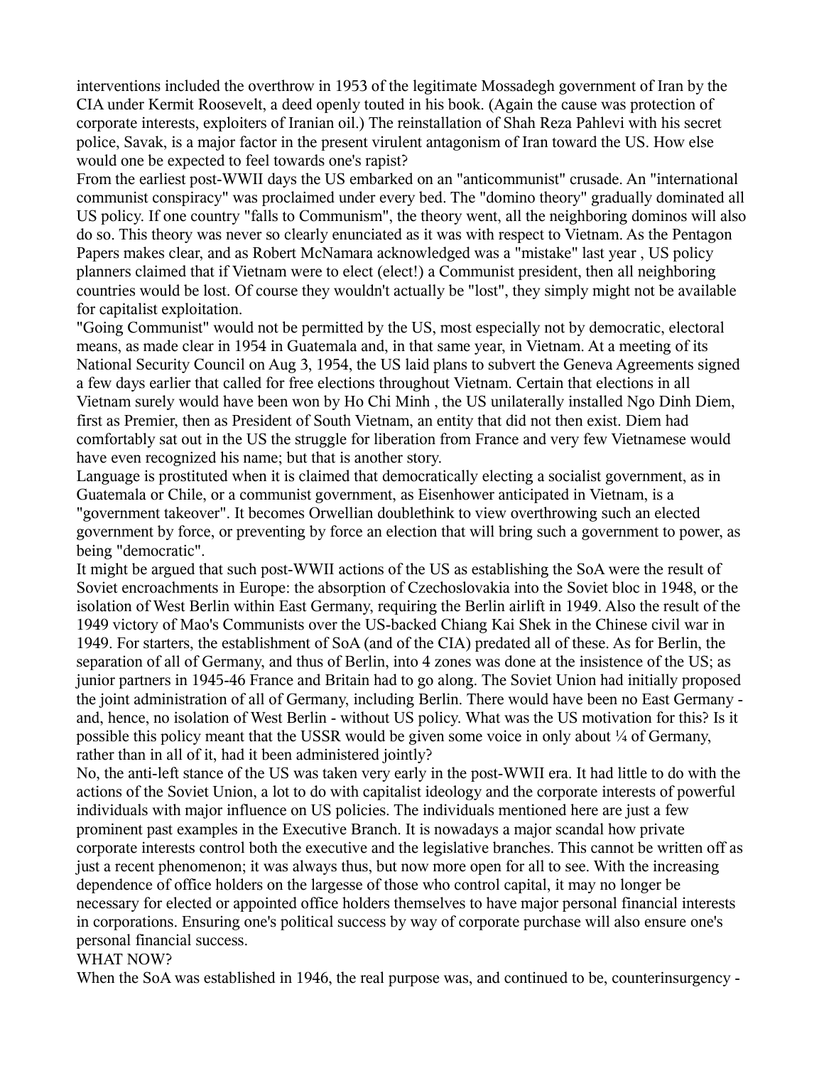interventions included the overthrow in 1953 of the legitimate Mossadegh government of Iran by the CIA under Kermit Roosevelt, a deed openly touted in his book. (Again the cause was protection of corporate interests, exploiters of Iranian oil.) The reinstallation of Shah Reza Pahlevi with his secret police, Savak, is a major factor in the present virulent antagonism of Iran toward the US. How else would one be expected to feel towards one's rapist?

From the earliest post-WWII days the US embarked on an "anticommunist" crusade. An "international communist conspiracy" was proclaimed under every bed. The "domino theory" gradually dominated all US policy. If one country "falls to Communism", the theory went, all the neighboring dominos will also do so. This theory was never so clearly enunciated as it was with respect to Vietnam. As the Pentagon Papers makes clear, and as Robert McNamara acknowledged was a "mistake" last year , US policy planners claimed that if Vietnam were to elect (elect!) a Communist president, then all neighboring countries would be lost. Of course they wouldn't actually be "lost", they simply might not be available for capitalist exploitation.

"Going Communist" would not be permitted by the US, most especially not by democratic, electoral means, as made clear in 1954 in Guatemala and, in that same year, in Vietnam. At a meeting of its National Security Council on Aug 3, 1954, the US laid plans to subvert the Geneva Agreements signed a few days earlier that called for free elections throughout Vietnam. Certain that elections in all Vietnam surely would have been won by Ho Chi Minh , the US unilaterally installed Ngo Dinh Diem, first as Premier, then as President of South Vietnam, an entity that did not then exist. Diem had comfortably sat out in the US the struggle for liberation from France and very few Vietnamese would have even recognized his name; but that is another story.

Language is prostituted when it is claimed that democratically electing a socialist government, as in Guatemala or Chile, or a communist government, as Eisenhower anticipated in Vietnam, is a "government takeover". It becomes Orwellian doublethink to view overthrowing such an elected government by force, or preventing by force an election that will bring such a government to power, as being "democratic".

It might be argued that such post-WWII actions of the US as establishing the SoA were the result of Soviet encroachments in Europe: the absorption of Czechoslovakia into the Soviet bloc in 1948, or the isolation of West Berlin within East Germany, requiring the Berlin airlift in 1949. Also the result of the 1949 victory of Mao's Communists over the US-backed Chiang Kai Shek in the Chinese civil war in 1949. For starters, the establishment of SoA (and of the CIA) predated all of these. As for Berlin, the separation of all of Germany, and thus of Berlin, into 4 zones was done at the insistence of the US; as junior partners in 1945-46 France and Britain had to go along. The Soviet Union had initially proposed the joint administration of all of Germany, including Berlin. There would have been no East Germany - and, hence, no isolation of West Berlin - without US policy. What was the US motivation for this? Is it possible this policy meant that the USSR would be given some voice in only about ¼ of Germany, rather than in all of it, had it been administered jointly?

No, the anti-left stance of the US was taken very early in the post-WWII era. It had little to do with the actions of the Soviet Union, a lot to do with capitalist ideology and the corporate interests of powerful individuals with major influence on US policies. The individuals mentioned here are just a few prominent past examples in the Executive Branch. It is nowadays a major scandal how private corporate interests control both the executive and the legislative branches. This cannot be written off as just a recent phenomenon; it was always thus, but now more open for all to see. With the increasing dependence of office holders on the largesse of those who control capital, it may no longer be necessary for elected or appointed office holders themselves to have major personal financial interests in corporations. Ensuring one's political success by way of corporate purchase will also ensure one's personal financial success.

## WHAT NOW?

When the SoA was established in 1946, the real purpose was, and continued to be, counterinsurgency -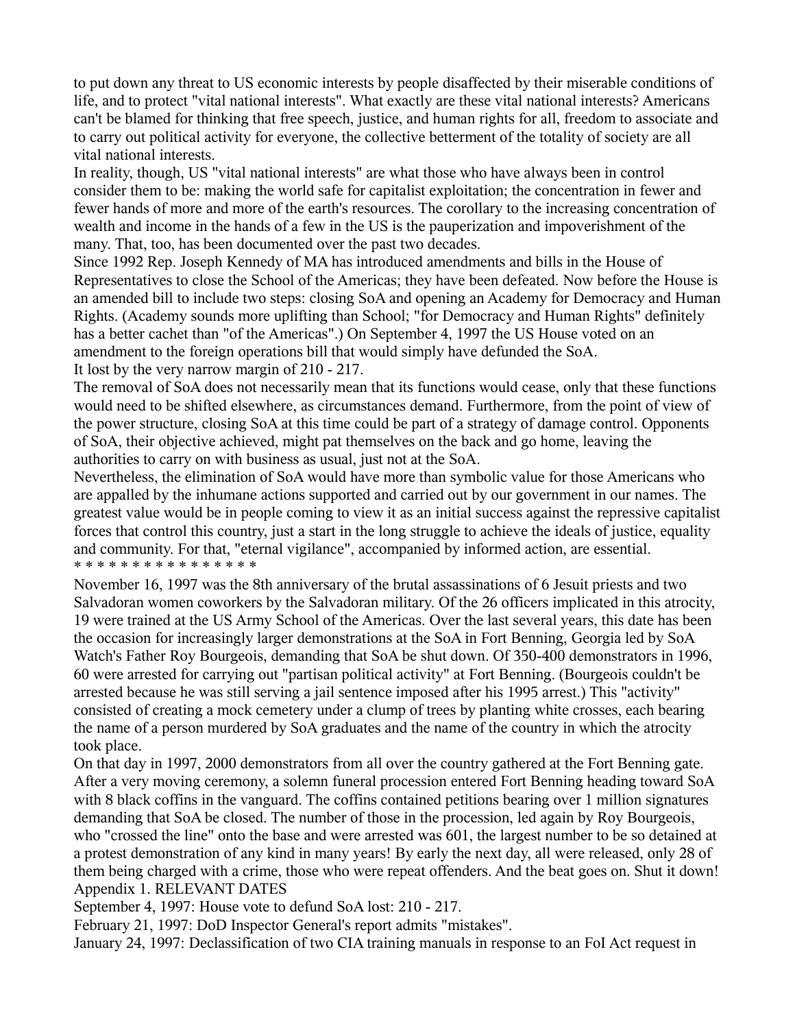to put down any threat to US economic interests by people disaffected by their miserable conditions of life, and to protect "vital national interests". What exactly are these vital national interests? Americans can't be blamed for thinking that free speech, justice, and human rights for all, freedom to associate and to carry out political activity for everyone, the collective betterment of the totality of society are all vital national interests.

In reality, though, US "vital national interests" are what those who have always been in control consider them to be: making the world safe for capitalist exploitation; the concentration in fewer and fewer hands of more and more of the earth's resources. The corollary to the increasing concentration of wealth and income in the hands of a few in the US is the pauperization and impoverishment of the many. That, too, has been documented over the past two decades.

Since 1992 Rep. Joseph Kennedy of MA has introduced amendments and bills in the House of Representatives to close the School of the Americas; they have been defeated. Now before the House is an amended bill to include two steps: closing SoA and opening an Academy for Democracy and Human Rights. (Academy sounds more uplifting than School; "for Democracy and Human Rights" definitely has a better cachet than "of the Americas".) On September 4, 1997 the US House voted on an amendment to the foreign operations bill that would simply have defunded the SoA.

It lost by the very narrow margin of 210 - 217.

The removal of SoA does not necessarily mean that its functions would cease, only that these functions would need to be shifted elsewhere, as circumstances demand. Furthermore, from the point of view of the power structure, closing SoA at this time could be part of a strategy of damage control. Opponents of SoA, their objective achieved, might pat themselves on the back and go home, leaving the authorities to carry on with business as usual, just not at the SoA.

Nevertheless, the elimination of SoA would have more than symbolic value for those Americans who are appalled by the inhumane actions supported and carried out by our government in our names. The greatest value would be in people coming to view it as an initial success against the repressive capitalist forces that control this country, just a start in the long struggle to achieve the ideals of justice, equality and community. For that, "eternal vigilance", accompanied by informed action, are essential.

* * * * * * * * * * * * * * *

November 16, 1997 was the 8th anniversary of the brutal assassinations of 6 Jesuit priests and two Salvadoran women coworkers by the Salvadoran military. Of the 26 officers implicated in this atrocity, 19 were trained at the US Army School of the Americas. Over the last several years, this date has been the occasion for increasingly larger demonstrations at the SoA in Fort Benning, Georgia led by SoA Watch's Father Roy Bourgeois, demanding that SoA be shut down. Of 350-400 demonstrators in 1996, 60 were arrested for carrying out "partisan political activity" at Fort Benning. (Bourgeois couldn't be arrested because he was still serving a jail sentence imposed after his 1995 arrest.) This "activity" consisted of creating a mock cemetery under a clump of trees by planting white crosses, each bearing the name of a person murdered by SoA graduates and the name of the country in which the atrocity took place.

On that day in 1997, 2000 demonstrators from all over the country gathered at the Fort Benning gate. After a very moving ceremony, a solemn funeral procession entered Fort Benning heading toward SoA with 8 black coffins in the vanguard. The coffins contained petitions bearing over 1 million signatures demanding that SoA be closed. The number of those in the procession, led again by Roy Bourgeois, who "crossed the line" onto the base and were arrested was 601, the largest number to be so detained at a protest demonstration of any kind in many years! By early the next day, all were released, only 28 of them being charged with a crime, those who were repeat offenders. And the beat goes on. Shut it down!

## Appendix 1. RELEVANT DATES

September 4, 1997: House vote to defund SoA lost: 210 - 217.

February 21, 1997: DoD Inspector General's report admits "mistakes".

January 24, 1997: Declassification of two CIA training manuals in response to an FoI Act request in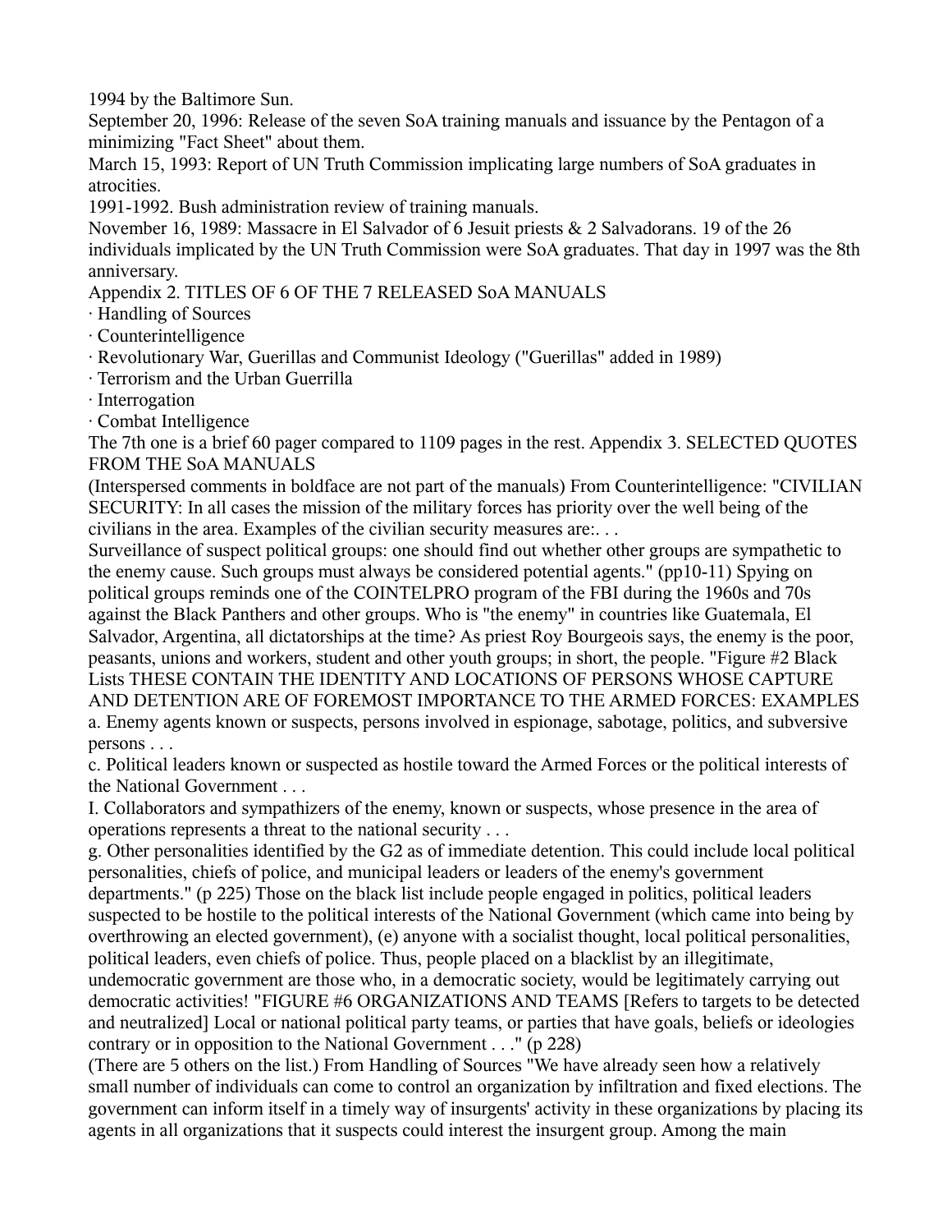1994 by the Baltimore Sun.

September 20, 1996: Release of the seven SoA training manuals and issuance by the Pentagon of a minimizing "Fact Sheet" about them.

March 15, 1993: Report of UN Truth Commission implicating large numbers of SoA graduates in atrocities.

1991-1992. Bush administration review of training manuals.

November 16, 1989: Massacre in El Salvador of 6 Jesuit priests & 2 Salvadorans. 19 of the 26 individuals implicated by the UN Truth Commission were SoA graduates. That day in 1997 was the 8th anniversary.

Appendix 2. TITLES OF 6 OF THE 7 RELEASED SoA MANUALS

· Handling of Sources
· Counterintelligence
· Revolutionary War, Guerillas and Communist Ideology ("Guerillas" added in 1989)
· Terrorism and the Urban Guerrilla
· Interrogation
· Combat Intelligence

The 7th one is a brief 60 pager compared to 1109 pages in the rest. Appendix 3. SELECTED QUOTES FROM THE SoA MANUALS

(Interspersed comments in boldface are not part of the manuals) From Counterintelligence: "CIVILIAN SECURITY: In all cases the mission of the military forces has priority over the well being of the civilians in the area. Examples of the civilian security measures are:. . .

Surveillance of suspect political groups: one should find out whether other groups are sympathetic to the enemy cause. Such groups must always be considered potential agents." (pp10-11) Spying on political groups reminds one of the COINTELPRO program of the FBI during the 1960s and 70s against the Black Panthers and other groups. Who is "the enemy" in countries like Guatemala, El Salvador, Argentina, all dictatorships at the time? As priest Roy Bourgeois says, the enemy is the poor, peasants, unions and workers, student and other youth groups; in short, the people. "Figure #2 Black Lists THESE CONTAIN THE IDENTITY AND LOCATIONS OF PERSONS WHOSE CAPTURE AND DETENTION ARE OF FOREMOST IMPORTANCE TO THE ARMED FORCES: EXAMPLES a. Enemy agents known or suspects, persons involved in espionage, sabotage, politics, and subversive persons . . .

c. Political leaders known or suspected as hostile toward the Armed Forces or the political interests of the National Government . . .

I. Collaborators and sympathizers of the enemy, known or suspects, whose presence in the area of operations represents a threat to the national security . . .

g. Other personalities identified by the G2 as of immediate detention. This could include local political personalities, chiefs of police, and municipal leaders or leaders of the enemy's government departments." (p 225) Those on the black list include people engaged in politics, political leaders suspected to be hostile to the political interests of the National Government (which came into being by overthrowing an elected government), (e) anyone with a socialist thought, local political personalities, political leaders, even chiefs of police. Thus, people placed on a blacklist by an illegitimate, undemocratic government are those who, in a democratic society, would be legitimately carrying out democratic activities! "FIGURE #6 ORGANIZATIONS AND TEAMS [Refers to targets to be detected and neutralized] Local or national political party teams, or parties that have goals, beliefs or ideologies contrary or in opposition to the National Government . . ." (p 228)

(There are 5 others on the list.) From Handling of Sources "We have already seen how a relatively small number of individuals can come to control an organization by infiltration and fixed elections. The government can inform itself in a timely way of insurgents' activity in these organizations by placing its agents in all organizations that it suspects could interest the insurgent group. Among the main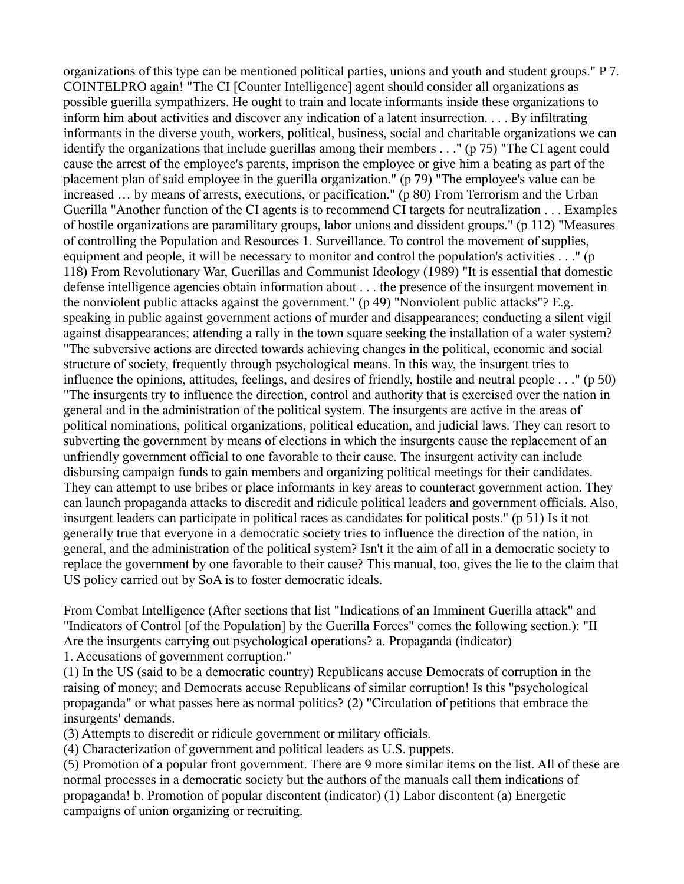organizations of this type can be mentioned political parties, unions and youth and student groups." P 7. COINTELPRO again! "The CI [Counter Intelligence] agent should consider all organizations as possible guerilla sympathizers. He ought to train and locate informants inside these organizations to inform him about activities and discover any indication of a latent insurrection. . . . By infiltrating informants in the diverse youth, workers, political, business, social and charitable organizations we can identify the organizations that include guerillas among their members . . ." (p 75) "The CI agent could cause the arrest of the employee's parents, imprison the employee or give him a beating as part of the placement plan of said employee in the guerilla organization." (p 79) "The employee's value can be increased … by means of arrests, executions, or pacification." (p 80) From Terrorism and the Urban Guerilla "Another function of the CI agents is to recommend CI targets for neutralization . . . Examples of hostile organizations are paramilitary groups, labor unions and dissident groups." (p 112) "Measures of controlling the Population and Resources 1. Surveillance. To control the movement of supplies, equipment and people, it will be necessary to monitor and control the population's activities . . ." (p 118) From Revolutionary War, Guerillas and Communist Ideology (1989) "It is essential that domestic defense intelligence agencies obtain information about . . . the presence of the insurgent movement in the nonviolent public attacks against the government." (p 49) "Nonviolent public attacks"? E.g. speaking in public against government actions of murder and disappearances; conducting a silent vigil against disappearances; attending a rally in the town square seeking the installation of a water system? "The subversive actions are directed towards achieving changes in the political, economic and social structure of society, frequently through psychological means. In this way, the insurgent tries to influence the opinions, attitudes, feelings, and desires of friendly, hostile and neutral people . . ." (p 50) "The insurgents try to influence the direction, control and authority that is exercised over the nation in general and in the administration of the political system. The insurgents are active in the areas of political nominations, political organizations, political education, and judicial laws. They can resort to subverting the government by means of elections in which the insurgents cause the replacement of an unfriendly government official to one favorable to their cause. The insurgent activity can include disbursing campaign funds to gain members and organizing political meetings for their candidates. They can attempt to use bribes or place informants in key areas to counteract government action. They can launch propaganda attacks to discredit and ridicule political leaders and government officials. Also, insurgent leaders can participate in political races as candidates for political posts." (p 51) Is it not generally true that everyone in a democratic society tries to influence the direction of the nation, in general, and the administration of the political system? Isn't it the aim of all in a democratic society to replace the government by one favorable to their cause? This manual, too, gives the lie to the claim that US policy carried out by SoA is to foster democratic ideals.

From Combat Intelligence (After sections that list "Indications of an Imminent Guerilla attack" and "Indicators of Control [of the Population] by the Guerilla Forces" comes the following section.): "II Are the insurgents carrying out psychological operations? a. Propaganda (indicator)
1. Accusations of government corruption."
(1) In the US (said to be a democratic country) Republicans accuse Democrats of corruption in the raising of money; and Democrats accuse Republicans of similar corruption! Is this "psychological propaganda" or what passes here as normal politics? (2) "Circulation of petitions that embrace the insurgents' demands.
(3) Attempts to discredit or ridicule government or military officials.
(4) Characterization of government and political leaders as U.S. puppets.
(5) Promotion of a popular front government. There are 9 more similar items on the list. All of these are normal processes in a democratic society but the authors of the manuals call them indications of propaganda! b. Promotion of popular discontent (indicator) (1) Labor discontent (a) Energetic campaigns of union organizing or recruiting.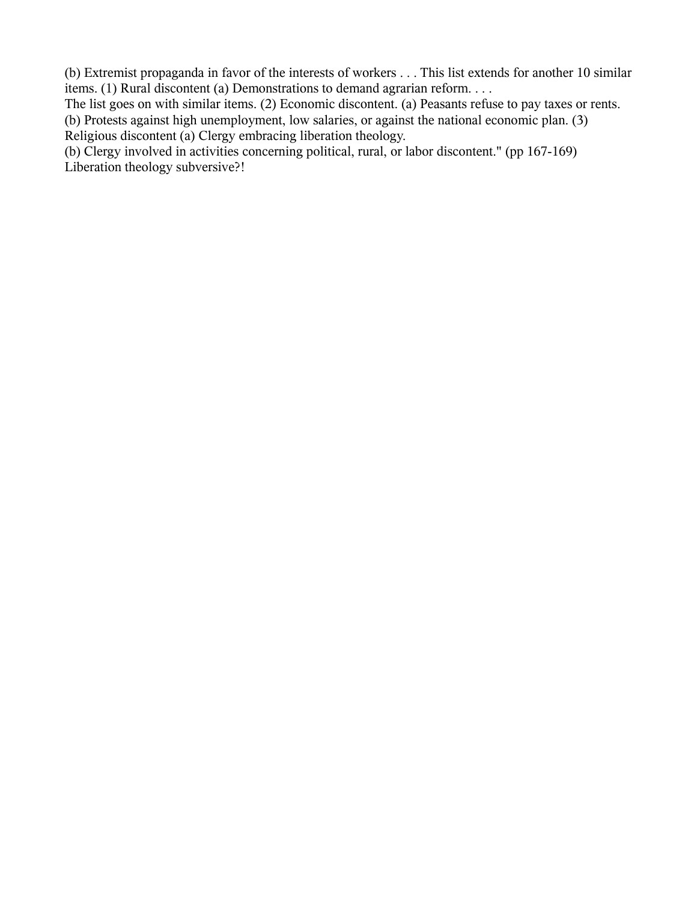(b) Extremist propaganda in favor of the interests of workers . . . This list extends for another 10 similar items. (1) Rural discontent (a) Demonstrations to demand agrarian reform. . . .
The list goes on with similar items. (2) Economic discontent. (a) Peasants refuse to pay taxes or rents.
(b) Protests against high unemployment, low salaries, or against the national economic plan. (3) Religious discontent (a) Clergy embracing liberation theology.
(b) Clergy involved in activities concerning political, rural, or labor discontent." (pp 167-169)
Liberation theology subversive?!